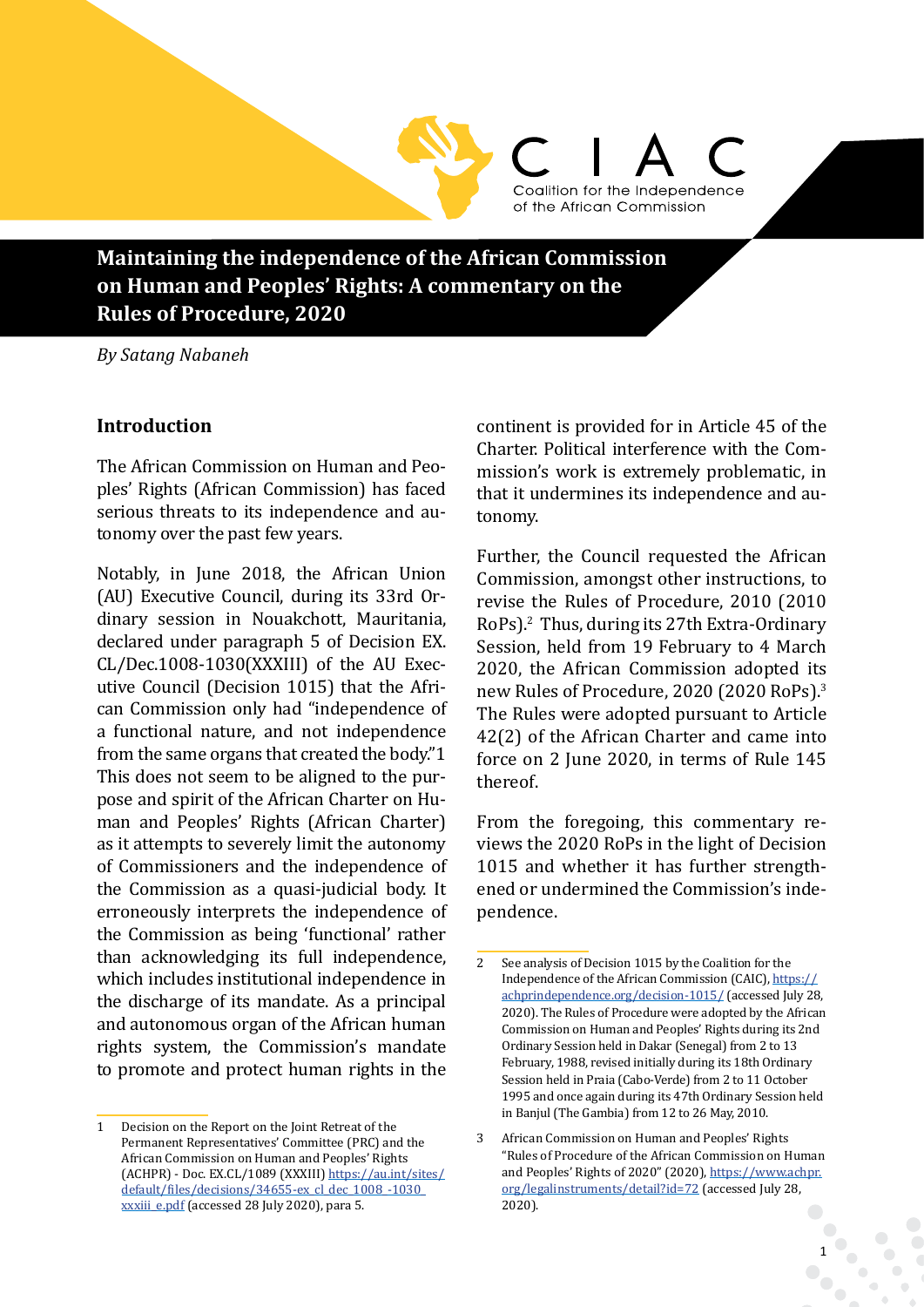CIAC

Coalition for the Independence of the African Commission

# Maintaining the independence of the African Commission on Human and Peoples' Rights: A commentary on the Rules of Procedure, 2020

*By Satang Nabaneh*

## Introduction

The African Commission on Human and Peoples' Rights (African Commission) has faced serious threats to its independence and autonomy over the past few years.

Notably, in June 2018, the African Union (AU) Executive Council, during its 33rd Ordinary session in Nouakchott, Mauritania, declared under paragraph 5 of Decision EX.CL/Dec.1008-1030(XXXIII) of the AU Executive Council (Decision 1015) that the African Commission only had "independence of a functional nature, and not independence from the same organs that created the body."1 This does not seem to be aligned to the purpose and spirit of the African Charter on Human and Peoples' Rights (African Charter) as it attempts to severely limit the autonomy of Commissioners and the independence of the Commission as a quasi-judicial body. It erroneously interprets the independence of the Commission as being 'functional' rather than acknowledging its full independence, which includes institutional independence in the discharge of its mandate. As a principal and autonomous organ of the African human rights system, the Commission's mandate to promote and protect human rights in the continent is provided for in Article 45 of the Charter. Political interference with the Commission's work is extremely problematic, in that it undermines its independence and autonomy.

Further, the Council requested the African Commission, amongst other instructions, to revise the Rules of Procedure, 2010 (2010 RoPs).[2] Thus, during its 27th Extra-Ordinary Session, held from 19 February to 4 March 2020, the African Commission adopted its new Rules of Procedure, 2020 (2020 RoPs).[3] The Rules were adopted pursuant to Article 42(2) of the African Charter and came into force on 2 June 2020, in terms of Rule 145 thereof.

From the foregoing, this commentary reviews the 2020 RoPs in the light of Decision 1015 and whether it has further strengthened or undermined the Commission's independence.

---

1 Decision on the Report on the Joint Retreat of the Permanent Representatives' Committee (PRC) and the African Commission on Human and Peoples' Rights (ACHPR) - Doc. EX.CL/1089 (XXXIII) https://au.int/sites/default/files/decisions/34655-ex_cl_dec_1008_-1030_xxxiii_e.pdf (accessed 28 July 2020), para 5.

2 See analysis of Decision 1015 by the Coalition for the Independence of the African Commission (CAIC), https://achprindependence.org/decision-1015/ (accessed July 28, 2020). The Rules of Procedure were adopted by the African Commission on Human and Peoples' Rights during its 2nd Ordinary Session held in Dakar (Senegal) from 2 to 13 February, 1988, revised initially during its 18th Ordinary Session held in Praia (Cabo-Verde) from 2 to 11 October 1995 and once again during its 47th Ordinary Session held in Banjul (The Gambia) from 12 to 26 May, 2010.

3 African Commission on Human and Peoples' Rights "Rules of Procedure of the African Commission on Human and Peoples' Rights of 2020" (2020), https://www.achpr.org/legalinstruments/detail?id=72 (accessed July 28, 2020).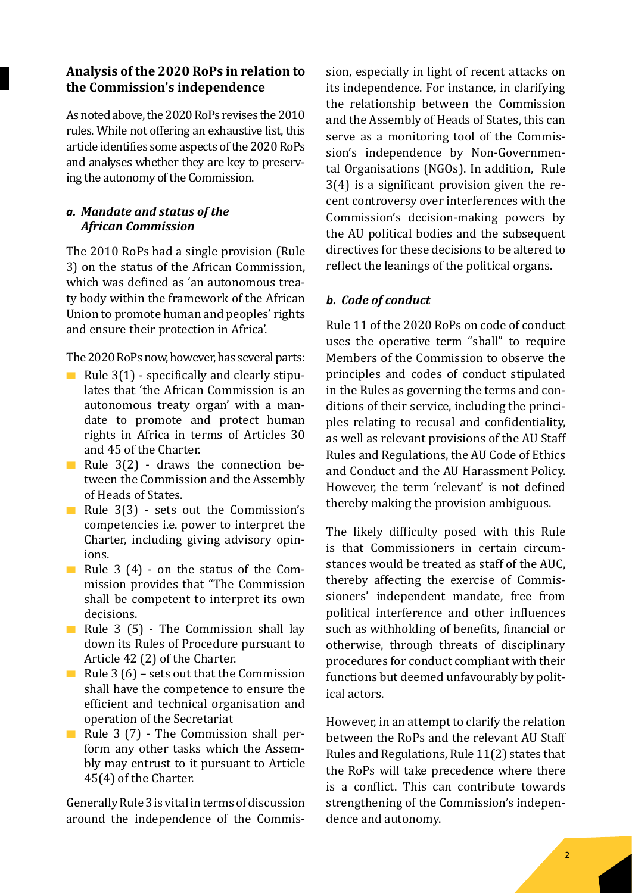## Analysis of the 2020 RoPs in relation to the Commission's independence

As noted above, the 2020 RoPs revises the 2010 rules. While not offering an exhaustive list, this article identifies some aspects of the 2020 RoPs and analyses whether they are key to preserving the autonomy of the Commission.

### *a. Mandate and status of the African Commission*

The 2010 RoPs had a single provision (Rule 3) on the status of the African Commission, which was defined as 'an autonomous treaty body within the framework of the African Union to promote human and peoples' rights and ensure their protection in Africa'.

The 2020 RoPs now, however, has several parts:

- Rule 3(1) - specifically and clearly stipulates that 'the African Commission is an autonomous treaty organ' with a mandate to promote and protect human rights in Africa in terms of Articles 30 and 45 of the Charter.
- Rule 3(2) - draws the connection between the Commission and the Assembly of Heads of States.
- Rule 3(3) - sets out the Commission's competencies i.e. power to interpret the Charter, including giving advisory opinions.
- Rule 3 (4) - on the status of the Commission provides that "The Commission shall be competent to interpret its own decisions.
- Rule 3 (5) - The Commission shall lay down its Rules of Procedure pursuant to Article 42 (2) of the Charter.
- Rule 3 (6) – sets out that the Commission shall have the competence to ensure the efficient and technical organisation and operation of the Secretariat
- Rule 3 (7) - The Commission shall perform any other tasks which the Assembly may entrust to it pursuant to Article 45(4) of the Charter.

Generally Rule 3 is vital in terms of discussion around the independence of the Commission, especially in light of recent attacks on its independence. For instance, in clarifying the relationship between the Commission and the Assembly of Heads of States, this can serve as a monitoring tool of the Commission's independence by Non-Governmental Organisations (NGOs). In addition, Rule 3(4) is a significant provision given the recent controversy over interferences with the Commission's decision-making powers by the AU political bodies and the subsequent directives for these decisions to be altered to reflect the leanings of the political organs.

### *b. Code of conduct*

Rule 11 of the 2020 RoPs on code of conduct uses the operative term "shall" to require Members of the Commission to observe the principles and codes of conduct stipulated in the Rules as governing the terms and conditions of their service, including the principles relating to recusal and confidentiality, as well as relevant provisions of the AU Staff Rules and Regulations, the AU Code of Ethics and Conduct and the AU Harassment Policy. However, the term 'relevant' is not defined thereby making the provision ambiguous.

The likely difficulty posed with this Rule is that Commissioners in certain circumstances would be treated as staff of the AUC, thereby affecting the exercise of Commissioners' independent mandate, free from political interference and other influences such as withholding of benefits, financial or otherwise, through threats of disciplinary procedures for conduct compliant with their functions but deemed unfavourably by political actors.

However, in an attempt to clarify the relation between the RoPs and the relevant AU Staff Rules and Regulations, Rule 11(2) states that the RoPs will take precedence where there is a conflict. This can contribute towards strengthening of the Commission's independence and autonomy.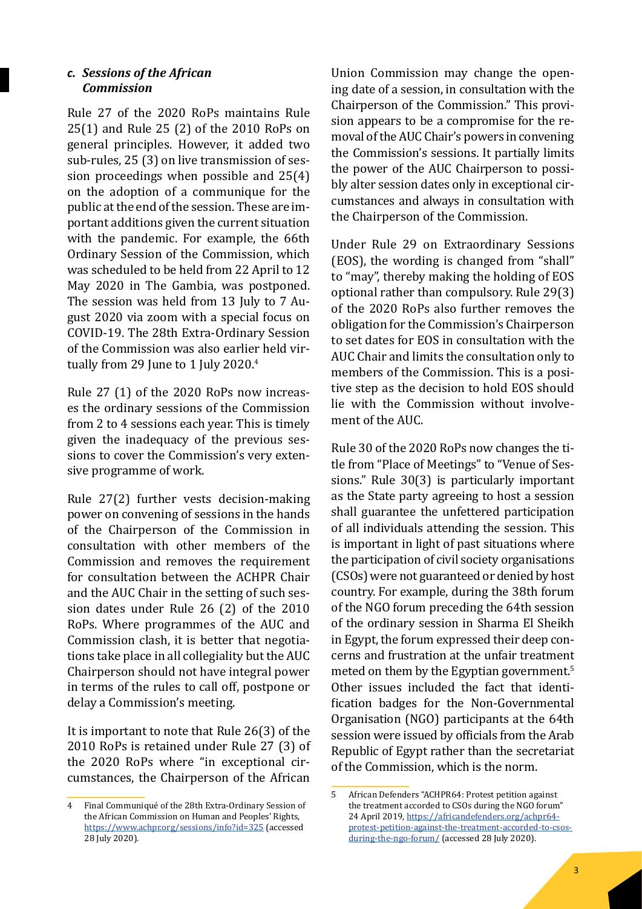### *c. Sessions of the African Commission*

Rule 27 of the 2020 RoPs maintains Rule 25(1) and Rule 25 (2) of the 2010 RoPs on general principles. However, it added two sub-rules, 25 (3) on live transmission of session proceedings when possible and 25(4) on the adoption of a communique for the public at the end of the session. These are important additions given the current situation with the pandemic. For example, the 66th Ordinary Session of the Commission, which was scheduled to be held from 22 April to 12 May 2020 in The Gambia, was postponed. The session was held from 13 July to 7 August 2020 via zoom with a special focus on COVID-19. The 28th Extra-Ordinary Session of the Commission was also earlier held virtually from 29 June to 1 July 2020.[4]

Rule 27 (1) of the 2020 RoPs now increases the ordinary sessions of the Commission from 2 to 4 sessions each year. This is timely given the inadequacy of the previous sessions to cover the Commission's very extensive programme of work.

Rule 27(2) further vests decision-making power on convening of sessions in the hands of the Chairperson of the Commission in consultation with other members of the Commission and removes the requirement for consultation between the ACHPR Chair and the AUC Chair in the setting of such session dates under Rule 26 (2) of the 2010 RoPs. Where programmes of the AUC and Commission clash, it is better that negotiations take place in all collegiality but the AUC Chairperson should not have integral power in terms of the rules to call off, postpone or delay a Commission's meeting.

It is important to note that Rule 26(3) of the 2010 RoPs is retained under Rule 27 (3) of the 2020 RoPs where "in exceptional circumstances, the Chairperson of the African Union Commission may change the opening date of a session, in consultation with the Chairperson of the Commission." This provision appears to be a compromise for the removal of the AUC Chair's powers in convening the Commission's sessions. It partially limits the power of the AUC Chairperson to possibly alter session dates only in exceptional circumstances and always in consultation with the Chairperson of the Commission.

Under Rule 29 on Extraordinary Sessions (EOS), the wording is changed from "shall" to "may", thereby making the holding of EOS optional rather than compulsory. Rule 29(3) of the 2020 RoPs also further removes the obligation for the Commission's Chairperson to set dates for EOS in consultation with the AUC Chair and limits the consultation only to members of the Commission. This is a positive step as the decision to hold EOS should lie with the Commission without involvement of the AUC.

Rule 30 of the 2020 RoPs now changes the title from "Place of Meetings" to "Venue of Sessions." Rule 30(3) is particularly important as the State party agreeing to host a session shall guarantee the unfettered participation of all individuals attending the session. This is important in light of past situations where the participation of civil society organisations (CSOs) were not guaranteed or denied by host country. For example, during the 38th forum of the NGO forum preceding the 64th session of the ordinary session in Sharma El Sheikh in Egypt, the forum expressed their deep concerns and frustration at the unfair treatment meted on them by the Egyptian government.[5] Other issues included the fact that identification badges for the Non-Governmental Organisation (NGO) participants at the 64th session were issued by officials from the Arab Republic of Egypt rather than the secretariat of the Commission, which is the norm.

---

4 Final Communiqué of the 28th Extra-Ordinary Session of the African Commission on Human and Peoples' Rights, https://www.achpr.org/sessions/info?id=325 (accessed 28 July 2020).

5 African Defenders "ACHPR64: Protest petition against the treatment accorded to CSOs during the NGO forum" 24 April 2019, https://africandefenders.org/achpr64-protest-petition-against-the-treatment-accorded-to-csos-during-the-ngo-forum/ (accessed 28 July 2020).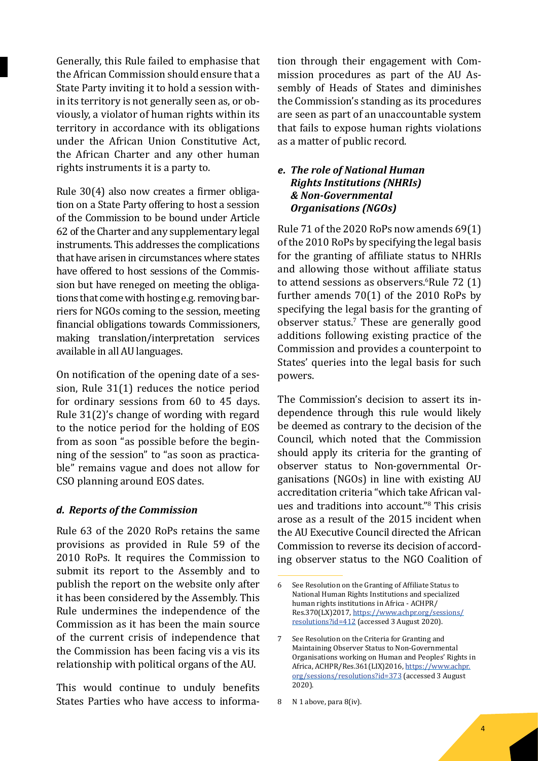Generally, this Rule failed to emphasise that the African Commission should ensure that a State Party inviting it to hold a session within its territory is not generally seen as, or obviously, a violator of human rights within its territory in accordance with its obligations under the African Union Constitutive Act, the African Charter and any other human rights instruments it is a party to.

Rule 30(4) also now creates a firmer obligation on a State Party offering to host a session of the Commission to be bound under Article 62 of the Charter and any supplementary legal instruments. This addresses the complications that have arisen in circumstances where states have offered to host sessions of the Commission but have reneged on meeting the obligations that come with hosting e.g. removing barriers for NGOs coming to the session, meeting financial obligations towards Commissioners, making translation/interpretation services available in all AU languages.

On notification of the opening date of a session, Rule 31(1) reduces the notice period for ordinary sessions from 60 to 45 days. Rule 31(2)'s change of wording with regard to the notice period for the holding of EOS from as soon "as possible before the beginning of the session" to "as soon as practicable" remains vague and does not allow for CSO planning around EOS dates.

### *d. Reports of the Commission*

Rule 63 of the 2020 RoPs retains the same provisions as provided in Rule 59 of the 2010 RoPs. It requires the Commission to submit its report to the Assembly and to publish the report on the website only after it has been considered by the Assembly. This Rule undermines the independence of the Commission as it has been the main source of the current crisis of independence that the Commission has been facing vis a vis its relationship with political organs of the AU.

This would continue to unduly benefits States Parties who have access to information through their engagement with Commission procedures as part of the AU Assembly of Heads of States and diminishes the Commission's standing as its procedures are seen as part of an unaccountable system that fails to expose human rights violations as a matter of public record.

### *e. The role of National Human Rights Institutions (NHRIs) & Non-Governmental Organisations (NGOs)*

Rule 71 of the 2020 RoPs now amends 69(1) of the 2010 RoPs by specifying the legal basis for the granting of affiliate status to NHRIs and allowing those without affiliate status to attend sessions as observers.[6] Rule 72 (1) further amends 70(1) of the 2010 RoPs by specifying the legal basis for the granting of observer status.[7] These are generally good additions following existing practice of the Commission and provides a counterpoint to States' queries into the legal basis for such powers.

The Commission's decision to assert its independence through this rule would likely be deemed as contrary to the decision of the Council, which noted that the Commission should apply its criteria for the granting of observer status to Non-governmental Organisations (NGOs) in line with existing AU accreditation criteria "which take African values and traditions into account."[8] This crisis arose as a result of the 2015 incident when the AU Executive Council directed the African Commission to reverse its decision of according observer status to the NGO Coalition of

---

6 See Resolution on the Granting of Affiliate Status to National Human Rights Institutions and specialized human rights institutions in Africa - ACHPR/Res.370(LX)2017, https://www.achpr.org/sessions/resolutions?id=412 (accessed 3 August 2020).

7 See Resolution on the Criteria for Granting and Maintaining Observer Status to Non-Governmental Organisations working on Human and Peoples' Rights in Africa, ACHPR/Res.361(LIX)2016, https://www.achpr.org/sessions/resolutions?id=373 (accessed 3 August 2020).

8 N 1 above, para 8(iv).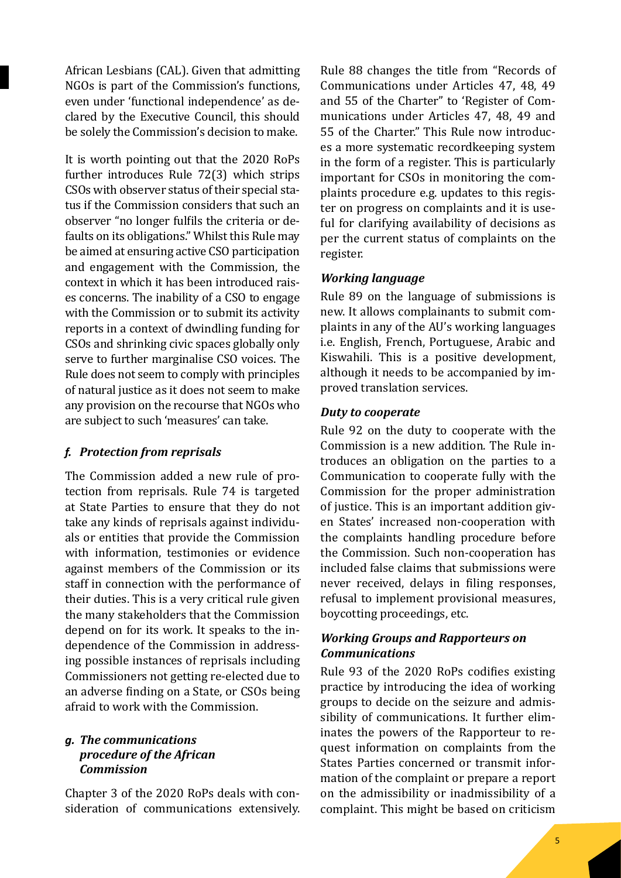African Lesbians (CAL). Given that admitting NGOs is part of the Commission's functions, even under 'functional independence' as declared by the Executive Council, this should be solely the Commission's decision to make.

It is worth pointing out that the 2020 RoPs further introduces Rule 72(3) which strips CSOs with observer status of their special status if the Commission considers that such an observer "no longer fulfils the criteria or defaults on its obligations." Whilst this Rule may be aimed at ensuring active CSO participation and engagement with the Commission, the context in which it has been introduced raises concerns. The inability of a CSO to engage with the Commission or to submit its activity reports in a context of dwindling funding for CSOs and shrinking civic spaces globally only serve to further marginalise CSO voices. The Rule does not seem to comply with principles of natural justice as it does not seem to make any provision on the recourse that NGOs who are subject to such 'measures' can take.

### *f. Protection from reprisals*

The Commission added a new rule of protection from reprisals. Rule 74 is targeted at State Parties to ensure that they do not take any kinds of reprisals against individuals or entities that provide the Commission with information, testimonies or evidence against members of the Commission or its staff in connection with the performance of their duties. This is a very critical rule given the many stakeholders that the Commission depend on for its work. It speaks to the independence of the Commission in addressing possible instances of reprisals including Commissioners not getting re-elected due to an adverse finding on a State, or CSOs being afraid to work with the Commission.

### *g. The communications procedure of the African Commission*

Chapter 3 of the 2020 RoPs deals with consideration of communications extensively. Rule 88 changes the title from "Records of Communications under Articles 47, 48, 49 and 55 of the Charter" to 'Register of Communications under Articles 47, 48, 49 and 55 of the Charter." This Rule now introduces a more systematic recordkeeping system in the form of a register. This is particularly important for CSOs in monitoring the complaints procedure e.g. updates to this register on progress on complaints and it is useful for clarifying availability of decisions as per the current status of complaints on the register.

#### *Working language*

Rule 89 on the language of submissions is new. It allows complainants to submit complaints in any of the AU's working languages i.e. English, French, Portuguese, Arabic and Kiswahili. This is a positive development, although it needs to be accompanied by improved translation services.

#### *Duty to cooperate*

Rule 92 on the duty to cooperate with the Commission is a new addition. The Rule introduces an obligation on the parties to a Communication to cooperate fully with the Commission for the proper administration of justice. This is an important addition given States' increased non-cooperation with the complaints handling procedure before the Commission. Such non-cooperation has included false claims that submissions were never received, delays in filing responses, refusal to implement provisional measures, boycotting proceedings, etc.

#### *Working Groups and Rapporteurs on Communications*

Rule 93 of the 2020 RoPs codifies existing practice by introducing the idea of working groups to decide on the seizure and admissibility of communications. It further eliminates the powers of the Rapporteur to request information on complaints from the States Parties concerned or transmit information of the complaint or prepare a report on the admissibility or inadmissibility of a complaint. This might be based on criticism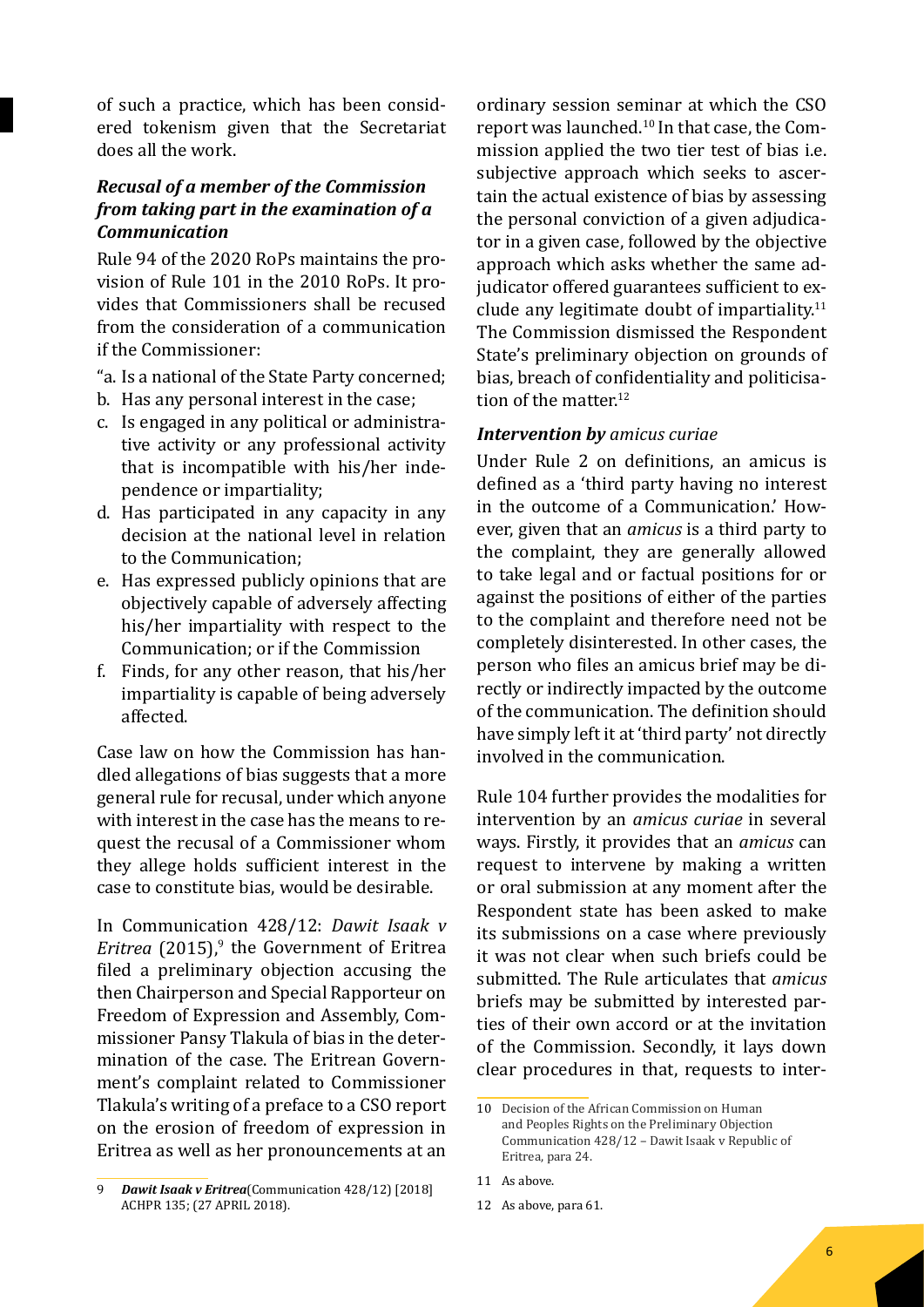of such a practice, which has been considered tokenism given that the Secretariat does all the work.

### *Recusal of a member of the Commission from taking part in the examination of a Communication*

Rule 94 of the 2020 RoPs maintains the provision of Rule 101 in the 2010 RoPs. It provides that Commissioners shall be recused from the consideration of a communication if the Commissioner:

"a. Is a national of the State Party concerned;
b. Has any personal interest in the case;
c. Is engaged in any political or administrative activity or any professional activity that is incompatible with his/her independence or impartiality;
d. Has participated in any capacity in any decision at the national level in relation to the Communication;
e. Has expressed publicly opinions that are objectively capable of adversely affecting his/her impartiality with respect to the Communication; or if the Commission
f. Finds, for any other reason, that his/her impartiality is capable of being adversely affected.

Case law on how the Commission has handled allegations of bias suggests that a more general rule for recusal, under which anyone with interest in the case has the means to request the recusal of a Commissioner whom they allege holds sufficient interest in the case to constitute bias, would be desirable.

In Communication 428/12: *Dawit Isaak v Eritrea* (2015),[9] the Government of Eritrea filed a preliminary objection accusing the then Chairperson and Special Rapporteur on Freedom of Expression and Assembly, Commissioner Pansy Tlakula of bias in the determination of the case. The Eritrean Government's complaint related to Commissioner Tlakula's writing of a preface to a CSO report on the erosion of freedom of expression in Eritrea as well as her pronouncements at an ordinary session seminar at which the CSO report was launched.[10] In that case, the Commission applied the two tier test of bias i.e. subjective approach which seeks to ascertain the actual existence of bias by assessing the personal conviction of a given adjudicator in a given case, followed by the objective approach which asks whether the same adjudicator offered guarantees sufficient to exclude any legitimate doubt of impartiality.[11] The Commission dismissed the Respondent State's preliminary objection on grounds of bias, breach of confidentiality and politicisation of the matter.[12]

### *Intervention by amicus curiae*

Under Rule 2 on definitions, an amicus is defined as a 'third party having no interest in the outcome of a Communication.' However, given that an *amicus* is a third party to the complaint, they are generally allowed to take legal and or factual positions for or against the positions of either of the parties to the complaint and therefore need not be completely disinterested. In other cases, the person who files an amicus brief may be directly or indirectly impacted by the outcome of the communication. The definition should have simply left it at 'third party' not directly involved in the communication.

Rule 104 further provides the modalities for intervention by an *amicus curiae* in several ways. Firstly, it provides that an *amicus* can request to intervene by making a written or oral submission at any moment after the Respondent state has been asked to make its submissions on a case where previously it was not clear when such briefs could be submitted. The Rule articulates that *amicus* briefs may be submitted by interested parties of their own accord or at the invitation of the Commission. Secondly, it lays down clear procedures in that, requests to inter-

---

9 ***Dawit Isaak v Eritrea***(Communication 428/12) [2018] ACHPR 135; (27 APRIL 2018).

10 Decision of the African Commission on Human and Peoples Rights on the Preliminary Objection Communication 428/12 – Dawit Isaak v Republic of Eritrea, para 24.

11 As above.

12 As above, para 61.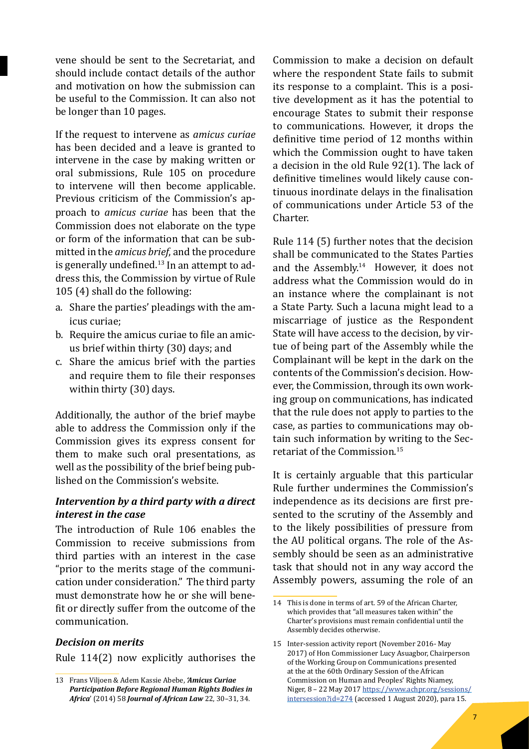vene should be sent to the Secretariat, and should include contact details of the author and motivation on how the submission can be useful to the Commission. It can also not be longer than 10 pages.

If the request to intervene as *amicus curiae* has been decided and a leave is granted to intervene in the case by making written or oral submissions, Rule 105 on procedure to intervene will then become applicable. Previous criticism of the Commission's approach to *amicus curiae* has been that the Commission does not elaborate on the type or form of the information that can be submitted in the *amicus brief*, and the procedure is generally undefined.[13] In an attempt to address this, the Commission by virtue of Rule 105 (4) shall do the following:

a. Share the parties' pleadings with the amicus curiae;
b. Require the amicus curiae to file an amicus brief within thirty (30) days; and
c. Share the amicus brief with the parties and require them to file their responses within thirty (30) days.

Additionally, the author of the brief maybe able to address the Commission only if the Commission gives its express consent for them to make such oral presentations, as well as the possibility of the brief being published on the Commission's website.

### *Intervention by a third party with a direct interest in the case*

The introduction of Rule 106 enables the Commission to receive submissions from third parties with an interest in the case "prior to the merits stage of the communication under consideration." The third party must demonstrate how he or she will benefit or directly suffer from the outcome of the communication.

### *Decision on merits*

Rule 114(2) now explicitly authorises the Commission to make a decision on default where the respondent State fails to submit its response to a complaint. This is a positive development as it has the potential to encourage States to submit their response to communications. However, it drops the definitive time period of 12 months within which the Commission ought to have taken a decision in the old Rule 92(1). The lack of definitive timelines would likely cause continuous inordinate delays in the finalisation of communications under Article 53 of the Charter.

Rule 114 (5) further notes that the decision shall be communicated to the States Parties and the Assembly.[14] However, it does not address what the Commission would do in an instance where the complainant is not a State Party. Such a lacuna might lead to a miscarriage of justice as the Respondent State will have access to the decision, by virtue of being part of the Assembly while the Complainant will be kept in the dark on the contents of the Commission's decision. However, the Commission, through its own working group on communications, has indicated that the rule does not apply to parties to the case, as parties to communications may obtain such information by writing to the Secretariat of the Commission.[15]

It is certainly arguable that this particular Rule further undermines the Commission's independence as its decisions are first presented to the scrutiny of the Assembly and to the likely possibilities of pressure from the AU political organs. The role of the Assembly should be seen as an administrative task that should not in any way accord the Assembly powers, assuming the role of an

---

13 Frans Viljoen & Adem Kassie Abebe, *'Amicus Curiae Participation Before Regional Human Rights Bodies in Africa'* (2014) 58 *Journal of African Law* 22, 30–31, 34.

14 This is done in terms of art. 59 of the African Charter, which provides that "all measures taken within" the Charter's provisions must remain confidential until the Assembly decides otherwise.

15 Inter-session activity report (November 2016- May 2017) of Hon Commissioner Lucy Asuagbor, Chairperson of the Working Group on Communications presented at the at the 60th Ordinary Session of the African Commission on Human and Peoples' Rights Niamey, Niger, 8 – 22 May 2017 https://www.achpr.org/sessions/intersession?id=274 (accessed 1 August 2020), para 15.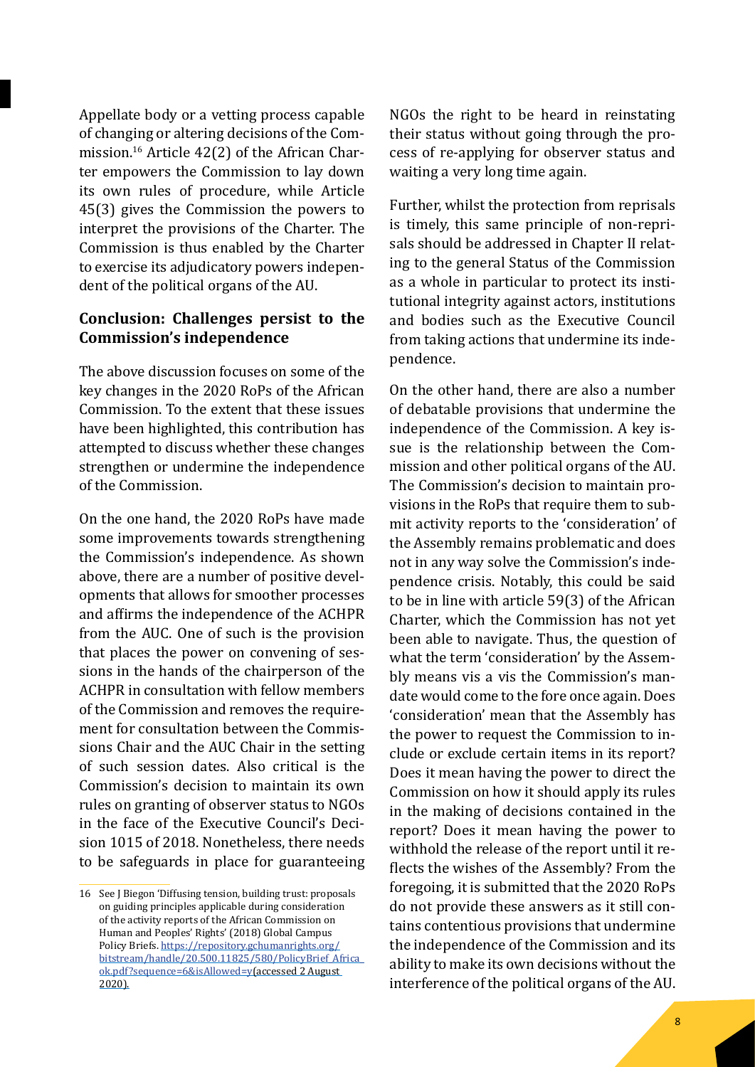Appellate body or a vetting process capable of changing or altering decisions of the Commission.[16] Article 42(2) of the African Charter empowers the Commission to lay down its own rules of procedure, while Article 45(3) gives the Commission the powers to interpret the provisions of the Charter. The Commission is thus enabled by the Charter to exercise its adjudicatory powers independent of the political organs of the AU.

## Conclusion: Challenges persist to the Commission's independence

The above discussion focuses on some of the key changes in the 2020 RoPs of the African Commission. To the extent that these issues have been highlighted, this contribution has attempted to discuss whether these changes strengthen or undermine the independence of the Commission.

On the one hand, the 2020 RoPs have made some improvements towards strengthening the Commission's independence. As shown above, there are a number of positive developments that allows for smoother processes and affirms the independence of the ACHPR from the AUC. One of such is the provision that places the power on convening of sessions in the hands of the chairperson of the ACHPR in consultation with fellow members of the Commission and removes the requirement for consultation between the Commissions Chair and the AUC Chair in the setting of such session dates. Also critical is the Commission's decision to maintain its own rules on granting of observer status to NGOs in the face of the Executive Council's Decision 1015 of 2018. Nonetheless, there needs to be safeguards in place for guaranteeing NGOs the right to be heard in reinstating their status without going through the process of re-applying for observer status and waiting a very long time again.

Further, whilst the protection from reprisals is timely, this same principle of non-reprisals should be addressed in Chapter II relating to the general Status of the Commission as a whole in particular to protect its institutional integrity against actors, institutions and bodies such as the Executive Council from taking actions that undermine its independence.

On the other hand, there are also a number of debatable provisions that undermine the independence of the Commission. A key issue is the relationship between the Commission and other political organs of the AU. The Commission's decision to maintain provisions in the RoPs that require them to submit activity reports to the 'consideration' of the Assembly remains problematic and does not in any way solve the Commission's independence crisis. Notably, this could be said to be in line with article 59(3) of the African Charter, which the Commission has not yet been able to navigate. Thus, the question of what the term 'consideration' by the Assembly means vis a vis the Commission's mandate would come to the fore once again. Does 'consideration' mean that the Assembly has the power to request the Commission to include or exclude certain items in its report? Does it mean having the power to direct the Commission on how it should apply its rules in the making of decisions contained in the report? Does it mean having the power to withhold the release of the report until it reflects the wishes of the Assembly? From the foregoing, it is submitted that the 2020 RoPs do not provide these answers as it still contains contentious provisions that undermine the independence of the Commission and its ability to make its own decisions without the interference of the political organs of the AU.

---

16 See J Biegon 'Diffusing tension, building trust: proposals on guiding principles applicable during consideration of the activity reports of the African Commission on Human and Peoples' Rights' (2018) Global Campus Policy Briefs. https://repository.gchumanrights.org/bitstream/handle/20.500.11825/580/PolicyBrief_Africa_ok.pdf?sequence=6&isAllowed=y(accessed 2 August 2020).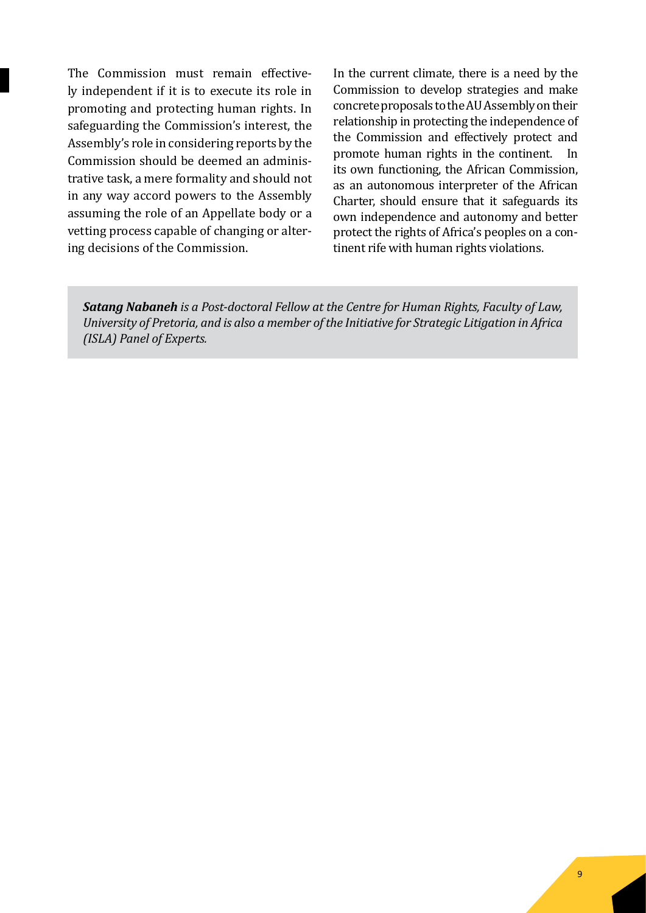The Commission must remain effectively independent if it is to execute its role in promoting and protecting human rights. In safeguarding the Commission's interest, the Assembly's role in considering reports by the Commission should be deemed an administrative task, a mere formality and should not in any way accord powers to the Assembly assuming the role of an Appellate body or a vetting process capable of changing or altering decisions of the Commission.

In the current climate, there is a need by the Commission to develop strategies and make concrete proposals to the AU Assembly on their relationship in protecting the independence of the Commission and effectively protect and promote human rights in the continent. In its own functioning, the African Commission, as an autonomous interpreter of the African Charter, should ensure that it safeguards its own independence and autonomy and better protect the rights of Africa's peoples on a continent rife with human rights violations.

***Satang Nabaneh*** *is a Post-doctoral Fellow at the Centre for Human Rights, Faculty of Law, University of Pretoria, and is also a member of the Initiative for Strategic Litigation in Africa (ISLA) Panel of Experts.*